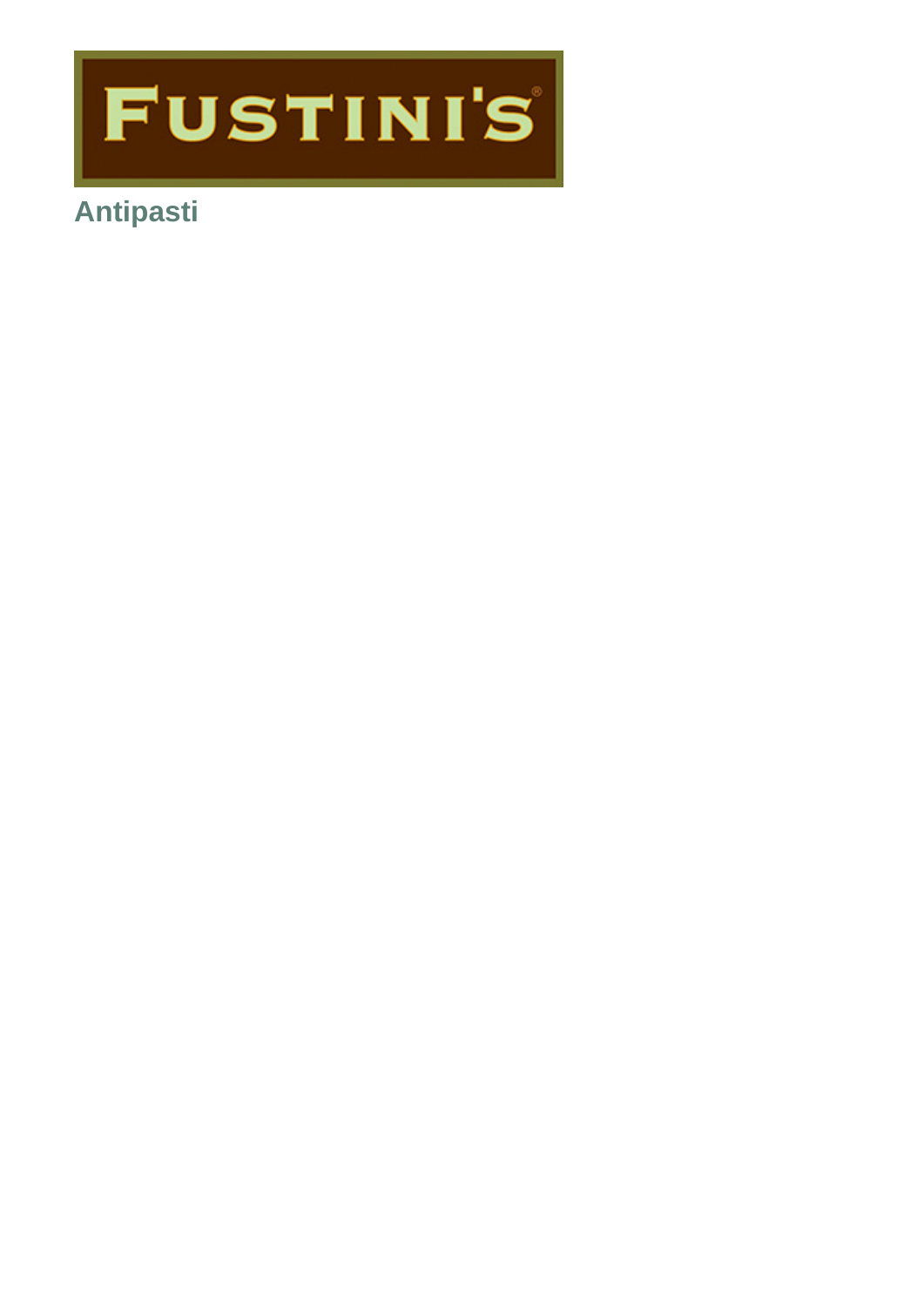FUSTINI'S

# Antipasti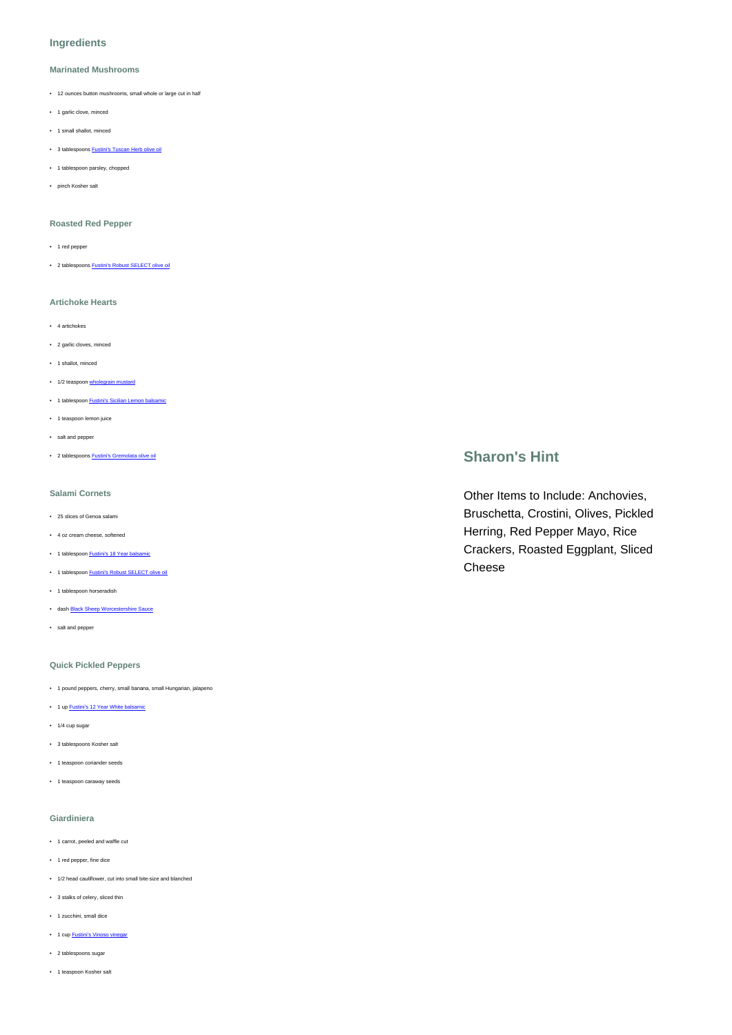## Ingredients

### Marinated Mushrooms

- 12 ounces button mushrooms, small whole or large cut in half
- 1 garlic clove, minced
- 1 small shallot, minced
- 3 tablespoons Fustini's Tuscan Herb olive oil
- 1 tablespoon parsley, chopped
- pinch Kosher salt

### Roasted Red Pepper

- 1 red pepper
- 2 tablespoons Fustini's Robust SELECT olive oil

### Artichoke Hearts

- 4 artichokes
- 2 garlic cloves, minced
- 1 shallot, minced
- 1/2 teaspoon wholegrain mustard
- 1 tablespoon Fustini's Sicilian Lemon balsamic
- 1 teaspoon lemon juice
- salt and pepper
- 2 tablespoons Fustini's Gremolata olive oil

### Salami Cornets

- 25 slices of Genoa salami
- 4 oz cream cheese, softened
- 1 tablespoon Fustini's 18 Year balsamic
- 1 tablespoon Fustini's Robust SELECT olive oil
- 1 tablespoon horseradish
- dash Black Sheep Worcestershire Sauce
- salt and pepper

### Quick Pickled Peppers

- 1 pound peppers, cherry, small banana, small Hungarian, jalapeno
- 1 up Fustini's 12 Year White balsamic
- 1/4 cup sugar
- 3 tablespoons Kosher salt
- 1 teaspoon coriander seeds
- 1 teaspoon caraway seeds

### Giardiniera

- 1 carrot, peeled and waffle cut
- 1 red pepper, fine dice
- 1/2 head cauliflower, cut into small bite-size and blanched
- 3 stalks of celery, sliced thin
- 1 zucchini, small dice
- 1 cup Fustini's Vinoso vinegar
- 2 tablespoons sugar
- 1 teaspoon Kosher salt

## Sharon's Hint

Other Items to Include: Anchovies, Bruschetta, Crostini, Olives, Pickled Herring, Red Pepper Mayo, Rice Crackers, Roasted Eggplant, Sliced Cheese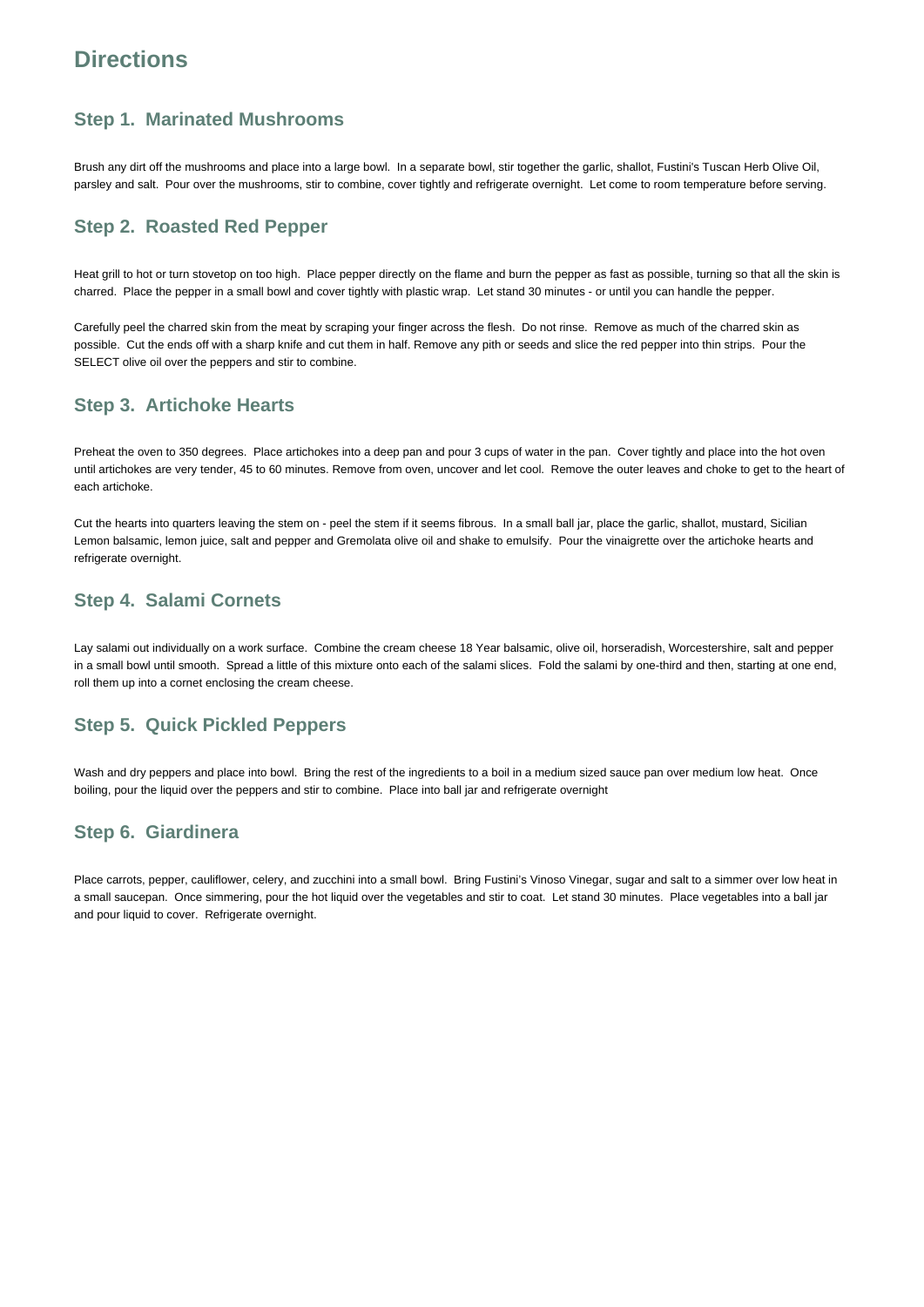# Directions

## Step 1. Marinated Mushrooms

Brush any dirt off the mushrooms and place into a large bowl. In a separate bowl, stir together the garlic, shallot, Fustini's Tuscan Herb Olive Oil, parsley and salt. Pour over the mushrooms, stir to combine, cover tightly and refrigerate overnight. Let come to room temperature before serving.

## Step 2. Roasted Red Pepper

Heat grill to hot or turn stovetop on too high. Place pepper directly on the flame and burn the pepper as fast as possible, turning so that all the skin is charred. Place the pepper in a small bowl and cover tightly with plastic wrap. Let stand 30 minutes - or until you can handle the pepper.

Carefully peel the charred skin from the meat by scraping your finger across the flesh. Do not rinse. Remove as much of the charred skin as possible. Cut the ends off with a sharp knife and cut them in half. Remove any pith or seeds and slice the red pepper into thin strips. Pour the SELECT olive oil over the peppers and stir to combine.

## Step 3. Artichoke Hearts

Preheat the oven to 350 degrees. Place artichokes into a deep pan and pour 3 cups of water in the pan. Cover tightly and place into the hot oven until artichokes are very tender, 45 to 60 minutes. Remove from oven, uncover and let cool. Remove the outer leaves and choke to get to the heart of each artichoke.

Cut the hearts into quarters leaving the stem on - peel the stem if it seems fibrous. In a small ball jar, place the garlic, shallot, mustard, Sicilian Lemon balsamic, lemon juice, salt and pepper and Gremolata olive oil and shake to emulsify. Pour the vinaigrette over the artichoke hearts and refrigerate overnight.

## Step 4. Salami Cornets

Lay salami out individually on a work surface. Combine the cream cheese 18 Year balsamic, olive oil, horseradish, Worcestershire, salt and pepper in a small bowl until smooth. Spread a little of this mixture onto each of the salami slices. Fold the salami by one-third and then, starting at one end, roll them up into a cornet enclosing the cream cheese.

## Step 5. Quick Pickled Peppers

Wash and dry peppers and place into bowl. Bring the rest of the ingredients to a boil in a medium sized sauce pan over medium low heat. Once boiling, pour the liquid over the peppers and stir to combine. Place into ball jar and refrigerate overnight

## Step 6. Giardinera

Place carrots, pepper, cauliflower, celery, and zucchini into a small bowl. Bring Fustini's Vinoso Vinegar, sugar and salt to a simmer over low heat in a small saucepan. Once simmering, pour the hot liquid over the vegetables and stir to coat. Let stand 30 minutes. Place vegetables into a ball jar and pour liquid to cover. Refrigerate overnight.